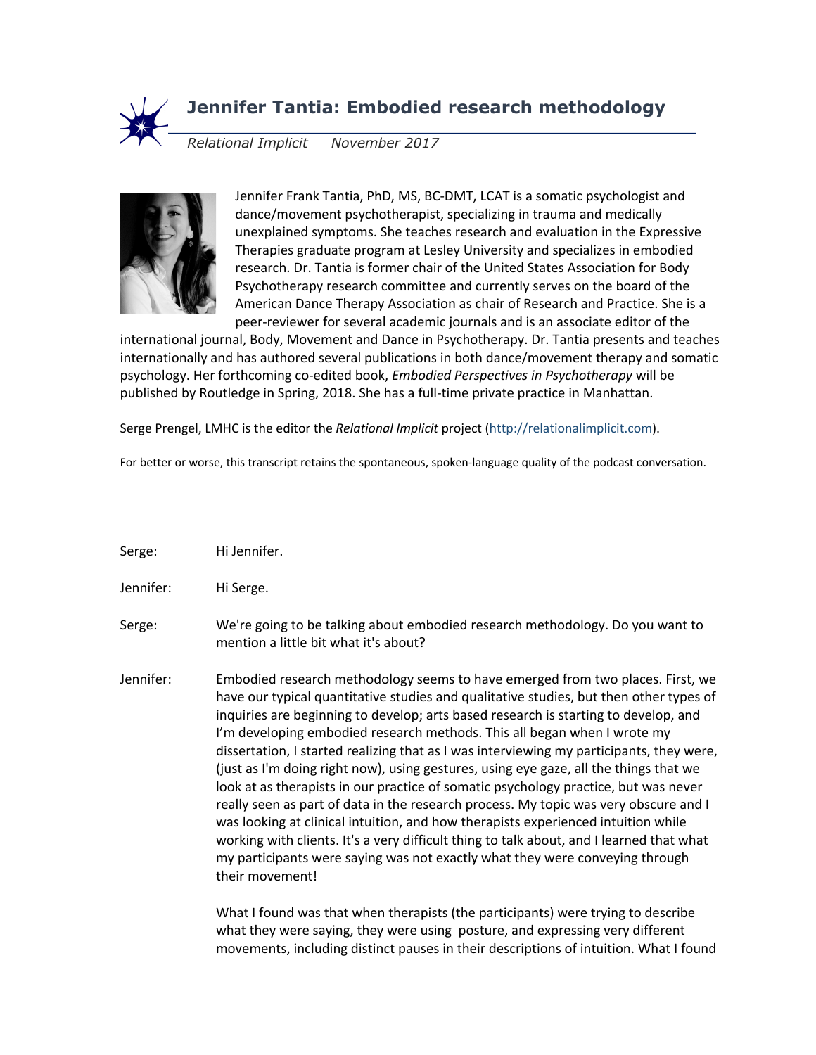# Jennifer Tantia: Embodied research methodology

*Relational Implicit* *November 2017*

Jennifer Frank Tantia, PhD, MS, BC-DMT, LCAT is a somatic psychologist and dance/movement psychotherapist, specializing in trauma and medically unexplained symptoms. She teaches research and evaluation in the Expressive Therapies graduate program at Lesley University and specializes in embodied research. Dr. Tantia is former chair of the United States Association for Body Psychotherapy research committee and currently serves on the board of the American Dance Therapy Association as chair of Research and Practice. She is a peer-reviewer for several academic journals and is an associate editor of the international journal, Body, Movement and Dance in Psychotherapy. Dr. Tantia presents and teaches internationally and has authored several publications in both dance/movement therapy and somatic psychology. Her forthcoming co-edited book, *Embodied Perspectives in Psychotherapy* will be published by Routledge in Spring, 2018. She has a full-time private practice in Manhattan.

Serge Prengel, LMHC is the editor the *Relational Implicit* project (http://relationalimplicit.com).

For better or worse, this transcript retains the spontaneous, spoken-language quality of the podcast conversation.

Serge: Hi Jennifer.

Jennifer: Hi Serge.

Serge: We're going to be talking about embodied research methodology. Do you want to mention a little bit what it's about?

Jennifer: Embodied research methodology seems to have emerged from two places. First, we have our typical quantitative studies and qualitative studies, but then other types of inquiries are beginning to develop; arts based research is starting to develop, and I'm developing embodied research methods. This all began when I wrote my dissertation, I started realizing that as I was interviewing my participants, they were, (just as I'm doing right now), using gestures, using eye gaze, all the things that we look at as therapists in our practice of somatic psychology practice, but was never really seen as part of data in the research process. My topic was very obscure and I was looking at clinical intuition, and how therapists experienced intuition while working with clients. It's a very difficult thing to talk about, and I learned that what my participants were saying was not exactly what they were conveying through their movement!

What I found was that when therapists (the participants) were trying to describe what they were saying, they were using posture, and expressing very different movements, including distinct pauses in their descriptions of intuition. What I found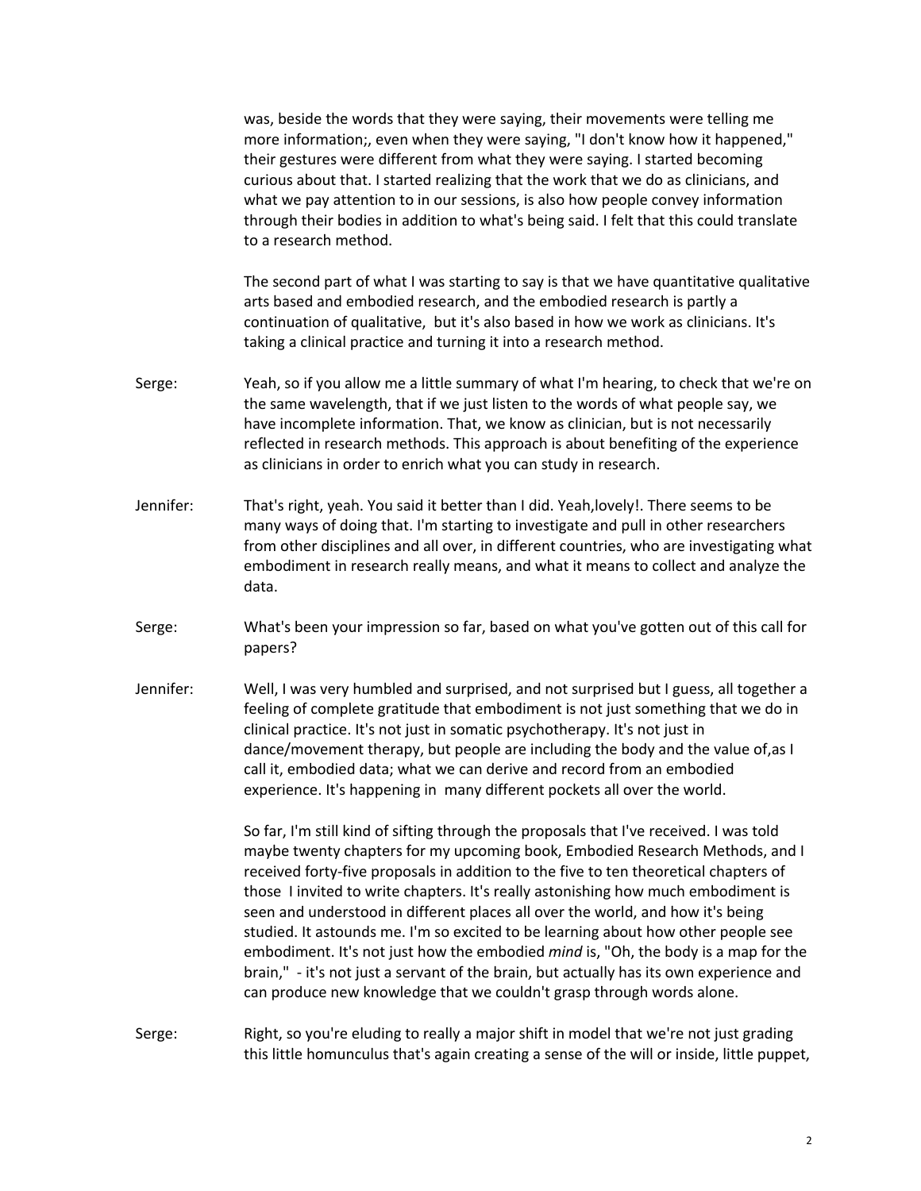was, beside the words that they were saying, their movements were telling me more information;, even when they were saying, "I don't know how it happened," their gestures were different from what they were saying. I started becoming curious about that. I started realizing that the work that we do as clinicians, and what we pay attention to in our sessions, is also how people convey information through their bodies in addition to what's being said. I felt that this could translate to a research method.

The second part of what I was starting to say is that we have quantitative qualitative arts based and embodied research, and the embodied research is partly a continuation of qualitative, but it's also based in how we work as clinicians. It's taking a clinical practice and turning it into a research method.

Serge: Yeah, so if you allow me a little summary of what I'm hearing, to check that we're on the same wavelength, that if we just listen to the words of what people say, we have incomplete information. That, we know as clinician, but is not necessarily reflected in research methods. This approach is about benefiting of the experience as clinicians in order to enrich what you can study in research.

Jennifer: That's right, yeah. You said it better than I did. Yeah,lovely!. There seems to be many ways of doing that. I'm starting to investigate and pull in other researchers from other disciplines and all over, in different countries, who are investigating what embodiment in research really means, and what it means to collect and analyze the data.

Serge: What's been your impression so far, based on what you've gotten out of this call for papers?

Jennifer: Well, I was very humbled and surprised, and not surprised but I guess, all together a feeling of complete gratitude that embodiment is not just something that we do in clinical practice. It's not just in somatic psychotherapy. It's not just in dance/movement therapy, but people are including the body and the value of,as I call it, embodied data; what we can derive and record from an embodied experience. It's happening in many different pockets all over the world.

So far, I'm still kind of sifting through the proposals that I've received. I was told maybe twenty chapters for my upcoming book, Embodied Research Methods, and I received forty-five proposals in addition to the five to ten theoretical chapters of those I invited to write chapters. It's really astonishing how much embodiment is seen and understood in different places all over the world, and how it's being studied. It astounds me. I'm so excited to be learning about how other people see embodiment. It's not just how the embodied *mind* is, "Oh, the body is a map for the brain," - it's not just a servant of the brain, but actually has its own experience and can produce new knowledge that we couldn't grasp through words alone.

Serge: Right, so you're eluding to really a major shift in model that we're not just grading this little homunculus that's again creating a sense of the will or inside, little puppet,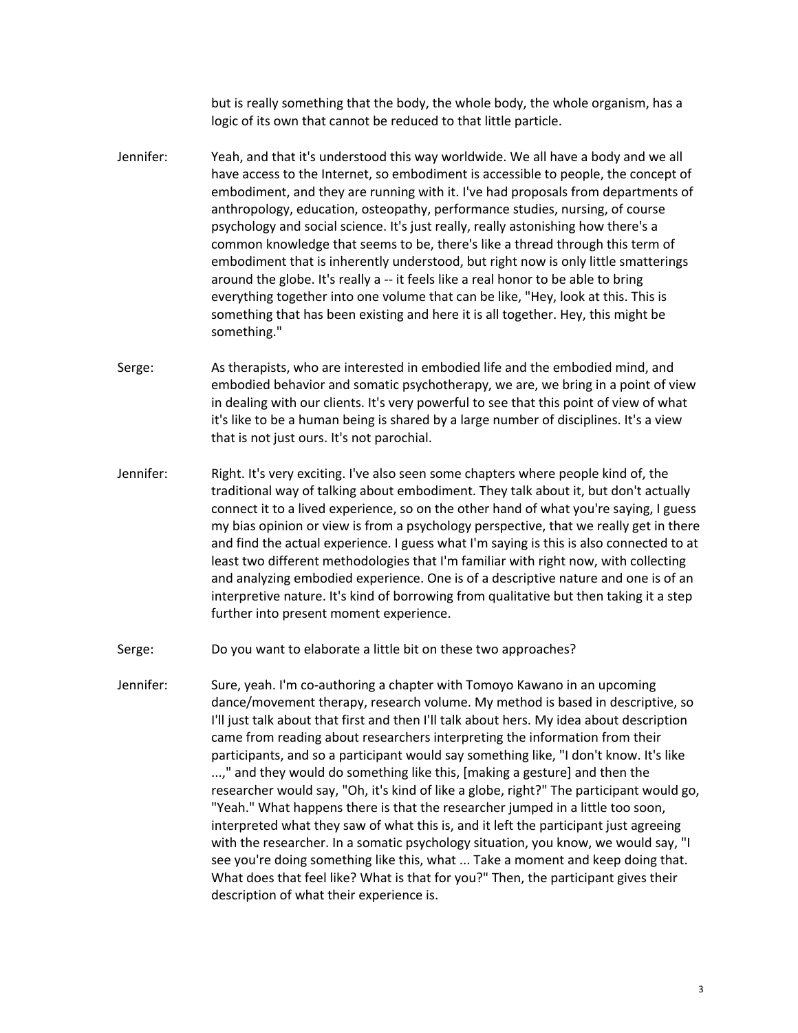but is really something that the body, the whole body, the whole organism, has a logic of its own that cannot be reduced to that little particle.

Jennifer: Yeah, and that it's understood this way worldwide. We all have a body and we all have access to the Internet, so embodiment is accessible to people, the concept of embodiment, and they are running with it. I've had proposals from departments of anthropology, education, osteopathy, performance studies, nursing, of course psychology and social science. It's just really, really astonishing how there's a common knowledge that seems to be, there's like a thread through this term of embodiment that is inherently understood, but right now is only little smatterings around the globe. It's really a -- it feels like a real honor to be able to bring everything together into one volume that can be like, "Hey, look at this. This is something that has been existing and here it is all together. Hey, this might be something."

Serge: As therapists, who are interested in embodied life and the embodied mind, and embodied behavior and somatic psychotherapy, we are, we bring in a point of view in dealing with our clients. It's very powerful to see that this point of view of what it's like to be a human being is shared by a large number of disciplines. It's a view that is not just ours. It's not parochial.

Jennifer: Right. It's very exciting. I've also seen some chapters where people kind of, the traditional way of talking about embodiment. They talk about it, but don't actually connect it to a lived experience, so on the other hand of what you're saying, I guess my bias opinion or view is from a psychology perspective, that we really get in there and find the actual experience. I guess what I'm saying is this is also connected to at least two different methodologies that I'm familiar with right now, with collecting and analyzing embodied experience. One is of a descriptive nature and one is of an interpretive nature. It's kind of borrowing from qualitative but then taking it a step further into present moment experience.

Serge: Do you want to elaborate a little bit on these two approaches?

Jennifer: Sure, yeah. I'm co-authoring a chapter with Tomoyo Kawano in an upcoming dance/movement therapy, research volume. My method is based in descriptive, so I'll just talk about that first and then I'll talk about hers. My idea about description came from reading about researchers interpreting the information from their participants, and so a participant would say something like, "I don't know. It's like ...," and they would do something like this, [making a gesture] and then the researcher would say, "Oh, it's kind of like a globe, right?" The participant would go, "Yeah." What happens there is that the researcher jumped in a little too soon, interpreted what they saw of what this is, and it left the participant just agreeing with the researcher. In a somatic psychology situation, you know, we would say, "I see you're doing something like this, what ... Take a moment and keep doing that. What does that feel like? What is that for you?" Then, the participant gives their description of what their experience is.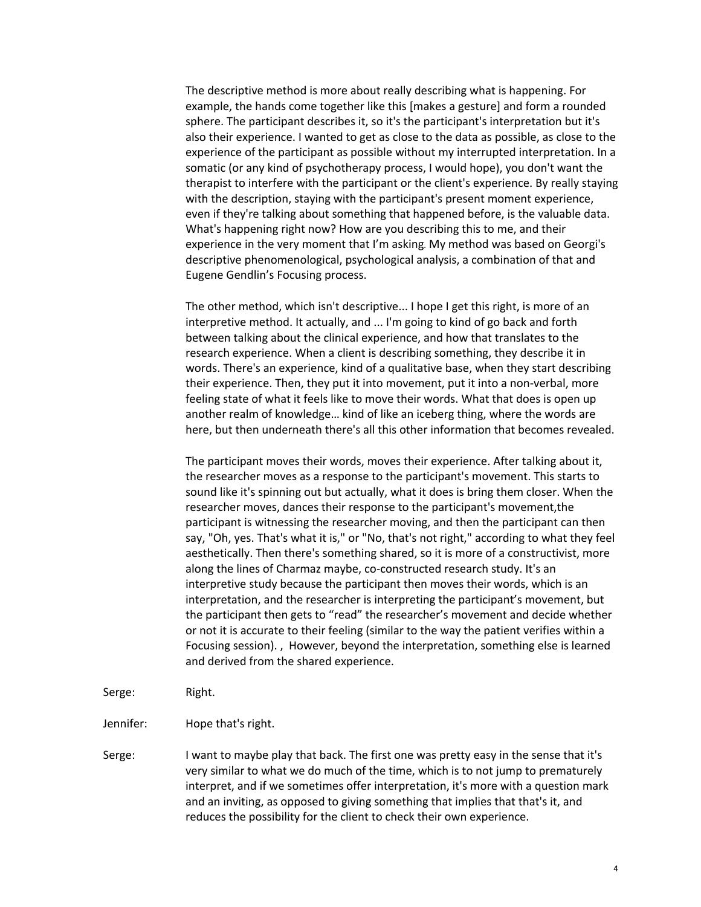The descriptive method is more about really describing what is happening. For example, the hands come together like this [makes a gesture] and form a rounded sphere. The participant describes it, so it's the participant's interpretation but it's also their experience. I wanted to get as close to the data as possible, as close to the experience of the participant as possible without my interrupted interpretation. In a somatic (or any kind of psychotherapy process, I would hope), you don't want the therapist to interfere with the participant or the client's experience. By really staying with the description, staying with the participant's present moment experience, even if they're talking about something that happened before, is the valuable data. What's happening right now? How are you describing this to me, and their experience in the very moment that I'm asking. My method was based on Georgi's descriptive phenomenological, psychological analysis, a combination of that and Eugene Gendlin's Focusing process.

The other method, which isn't descriptive... I hope I get this right, is more of an interpretive method. It actually, and ... I'm going to kind of go back and forth between talking about the clinical experience, and how that translates to the research experience. When a client is describing something, they describe it in words. There's an experience, kind of a qualitative base, when they start describing their experience. Then, they put it into movement, put it into a non-verbal, more feeling state of what it feels like to move their words. What that does is open up another realm of knowledge… kind of like an iceberg thing, where the words are here, but then underneath there's all this other information that becomes revealed.

The participant moves their words, moves their experience. After talking about it, the researcher moves as a response to the participant's movement. This starts to sound like it's spinning out but actually, what it does is bring them closer. When the researcher moves, dances their response to the participant's movement,the participant is witnessing the researcher moving, and then the participant can then say, "Oh, yes. That's what it is," or "No, that's not right," according to what they feel aesthetically. Then there's something shared, so it is more of a constructivist, more along the lines of Charmaz maybe, co-constructed research study. It's an interpretive study because the participant then moves their words, which is an interpretation, and the researcher is interpreting the participant's movement, but the participant then gets to "read" the researcher's movement and decide whether or not it is accurate to their feeling (similar to the way the patient verifies within a Focusing session). , However, beyond the interpretation, something else is learned and derived from the shared experience.

Serge: Right.

Jennifer: Hope that's right.

Serge: I want to maybe play that back. The first one was pretty easy in the sense that it's very similar to what we do much of the time, which is to not jump to prematurely interpret, and if we sometimes offer interpretation, it's more with a question mark and an inviting, as opposed to giving something that implies that that's it, and reduces the possibility for the client to check their own experience.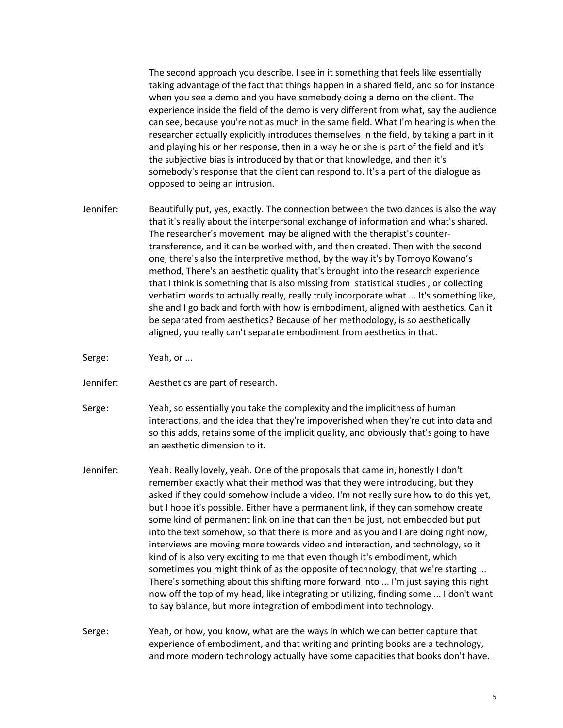The second approach you describe. I see in it something that feels like essentially taking advantage of the fact that things happen in a shared field, and so for instance when you see a demo and you have somebody doing a demo on the client. The experience inside the field of the demo is very different from what, say the audience can see, because you're not as much in the same field. What I'm hearing is when the researcher actually explicitly introduces themselves in the field, by taking a part in it and playing his or her response, then in a way he or she is part of the field and it's the subjective bias is introduced by that or that knowledge, and then it's somebody's response that the client can respond to. It's a part of the dialogue as opposed to being an intrusion.

Jennifer: Beautifully put, yes, exactly. The connection between the two dances is also the way that it's really about the interpersonal exchange of information and what's shared. The researcher's movement may be aligned with the therapist's counter-transference, and it can be worked with, and then created. Then with the second one, there's also the interpretive method, by the way it's by Tomoyo Kowano's method, There's an aesthetic quality that's brought into the research experience that I think is something that is also missing from statistical studies , or collecting verbatim words to actually really, really truly incorporate what ... It's something like, she and I go back and forth with how is embodiment, aligned with aesthetics. Can it be separated from aesthetics? Because of her methodology, is so aesthetically aligned, you really can't separate embodiment from aesthetics in that.

Serge: Yeah, or ...

Jennifer: Aesthetics are part of research.

Serge: Yeah, so essentially you take the complexity and the implicitness of human interactions, and the idea that they're impoverished when they're cut into data and so this adds, retains some of the implicit quality, and obviously that's going to have an aesthetic dimension to it.

Jennifer: Yeah. Really lovely, yeah. One of the proposals that came in, honestly I don't remember exactly what their method was that they were introducing, but they asked if they could somehow include a video. I'm not really sure how to do this yet, but I hope it's possible. Either have a permanent link, if they can somehow create some kind of permanent link online that can then be just, not embedded but put into the text somehow, so that there is more and as you and I are doing right now, interviews are moving more towards video and interaction, and technology, so it kind of is also very exciting to me that even though it's embodiment, which sometimes you might think of as the opposite of technology, that we're starting ... There's something about this shifting more forward into ... I'm just saying this right now off the top of my head, like integrating or utilizing, finding some ... I don't want to say balance, but more integration of embodiment into technology.

Serge: Yeah, or how, you know, what are the ways in which we can better capture that experience of embodiment, and that writing and printing books are a technology, and more modern technology actually have some capacities that books don't have.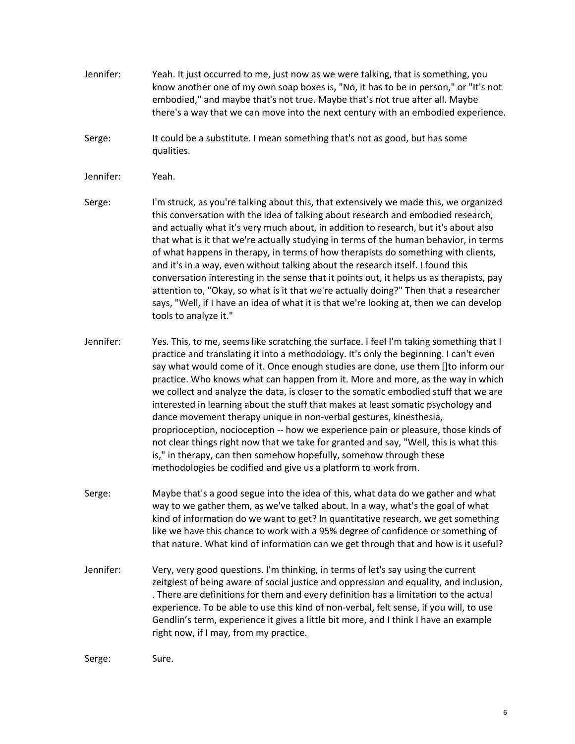Jennifer: Yeah. It just occurred to me, just now as we were talking, that is something, you know another one of my own soap boxes is, "No, it has to be in person," or "It's not embodied," and maybe that's not true. Maybe that's not true after all. Maybe there's a way that we can move into the next century with an embodied experience.

Serge: It could be a substitute. I mean something that's not as good, but has some qualities.

Jennifer: Yeah.

Serge: I'm struck, as you're talking about this, that extensively we made this, we organized this conversation with the idea of talking about research and embodied research, and actually what it's very much about, in addition to research, but it's about also that what is it that we're actually studying in terms of the human behavior, in terms of what happens in therapy, in terms of how therapists do something with clients, and it's in a way, even without talking about the research itself. I found this conversation interesting in the sense that it points out, it helps us as therapists, pay attention to, "Okay, so what is it that we're actually doing?" Then that a researcher says, "Well, if I have an idea of what it is that we're looking at, then we can develop tools to analyze it."

Jennifer: Yes. This, to me, seems like scratching the surface. I feel I'm taking something that I practice and translating it into a methodology. It's only the beginning. I can't even say what would come of it. Once enough studies are done, use them []to inform our practice. Who knows what can happen from it. More and more, as the way in which we collect and analyze the data, is closer to the somatic embodied stuff that we are interested in learning about the stuff that makes at least somatic psychology and dance movement therapy unique in non-verbal gestures, kinesthesia, proprioception, nocioception -- how we experience pain or pleasure, those kinds of not clear things right now that we take for granted and say, "Well, this is what this is," in therapy, can then somehow hopefully, somehow through these methodologies be codified and give us a platform to work from.

Serge: Maybe that's a good segue into the idea of this, what data do we gather and what way to we gather them, as we've talked about. In a way, what's the goal of what kind of information do we want to get? In quantitative research, we get something like we have this chance to work with a 95% degree of confidence or something of that nature. What kind of information can we get through that and how is it useful?

Jennifer: Very, very good questions. I'm thinking, in terms of let's say using the current zeitgeist of being aware of social justice and oppression and equality, and inclusion, . There are definitions for them and every definition has a limitation to the actual experience. To be able to use this kind of non-verbal, felt sense, if you will, to use Gendlin's term, experience it gives a little bit more, and I think I have an example right now, if I may, from my practice.

Serge: Sure.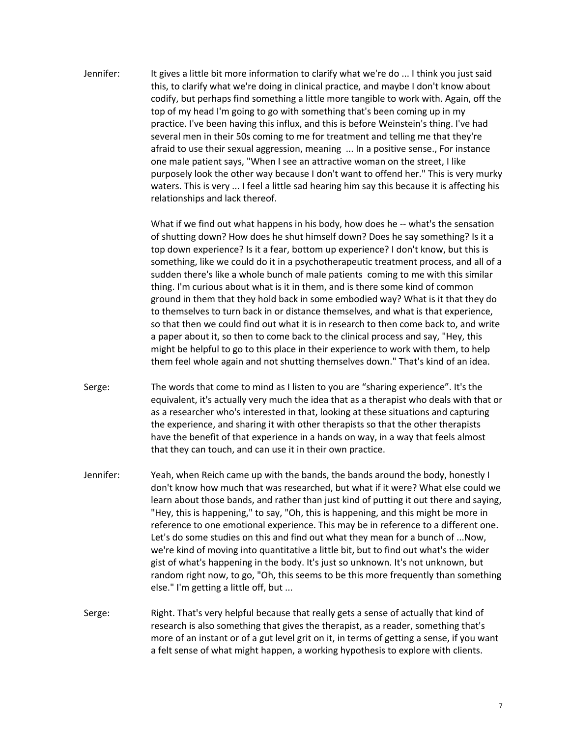Jennifer: It gives a little bit more information to clarify what we're do ... I think you just said this, to clarify what we're doing in clinical practice, and maybe I don't know about codify, but perhaps find something a little more tangible to work with. Again, off the top of my head I'm going to go with something that's been coming up in my practice. I've been having this influx, and this is before Weinstein's thing. I've had several men in their 50s coming to me for treatment and telling me that they're afraid to use their sexual aggression, meaning ... In a positive sense., For instance one male patient says, "When I see an attractive woman on the street, I like purposely look the other way because I don't want to offend her." This is very murky waters. This is very ... I feel a little sad hearing him say this because it is affecting his relationships and lack thereof.

What if we find out what happens in his body, how does he -- what's the sensation of shutting down? How does he shut himself down? Does he say something? Is it a top down experience? Is it a fear, bottom up experience? I don't know, but this is something, like we could do it in a psychotherapeutic treatment process, and all of a sudden there's like a whole bunch of male patients coming to me with this similar thing. I'm curious about what is it in them, and is there some kind of common ground in them that they hold back in some embodied way? What is it that they do to themselves to turn back in or distance themselves, and what is that experience, so that then we could find out what it is in research to then come back to, and write a paper about it, so then to come back to the clinical process and say, "Hey, this might be helpful to go to this place in their experience to work with them, to help them feel whole again and not shutting themselves down." That's kind of an idea.

Serge: The words that come to mind as I listen to you are "sharing experience". It's the equivalent, it's actually very much the idea that as a therapist who deals with that or as a researcher who's interested in that, looking at these situations and capturing the experience, and sharing it with other therapists so that the other therapists have the benefit of that experience in a hands on way, in a way that feels almost that they can touch, and can use it in their own practice.

Jennifer: Yeah, when Reich came up with the bands, the bands around the body, honestly I don't know how much that was researched, but what if it were? What else could we learn about those bands, and rather than just kind of putting it out there and saying, "Hey, this is happening," to say, "Oh, this is happening, and this might be more in reference to one emotional experience. This may be in reference to a different one. Let's do some studies on this and find out what they mean for a bunch of ...Now, we're kind of moving into quantitative a little bit, but to find out what's the wider gist of what's happening in the body. It's just so unknown. It's not unknown, but random right now, to go, "Oh, this seems to be this more frequently than something else." I'm getting a little off, but ...

Serge: Right. That's very helpful because that really gets a sense of actually that kind of research is also something that gives the therapist, as a reader, something that's more of an instant or of a gut level grit on it, in terms of getting a sense, if you want a felt sense of what might happen, a working hypothesis to explore with clients.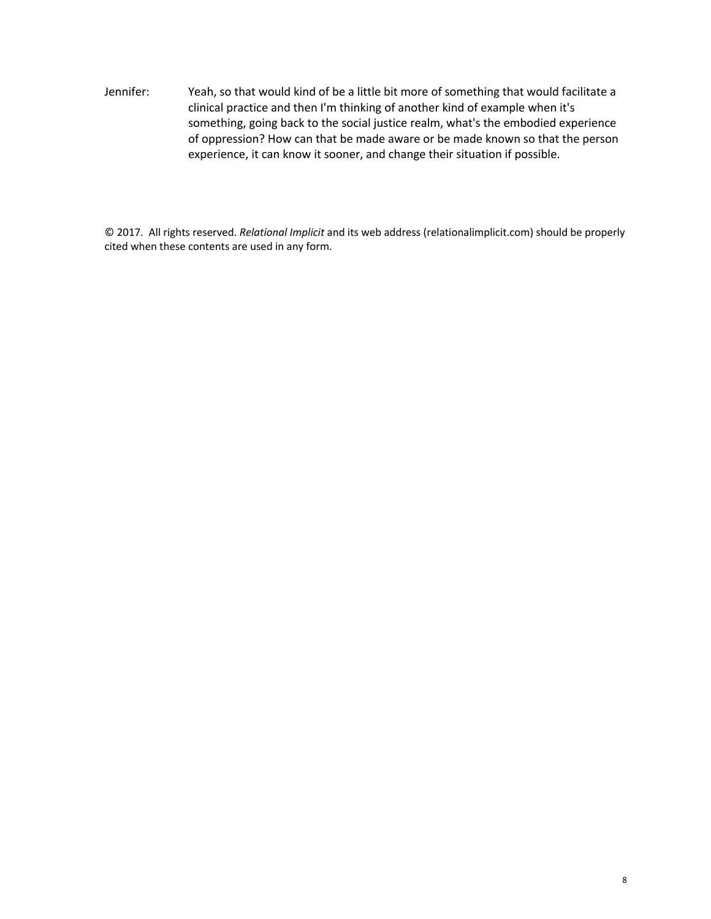Jennifer: Yeah, so that would kind of be a little bit more of something that would facilitate a clinical practice and then I'm thinking of another kind of example when it's something, going back to the social justice realm, what's the embodied experience of oppression? How can that be made aware or be made known so that the person experience, it can know it sooner, and change their situation if possible.

© 2017. All rights reserved. *Relational Implicit* and its web address (relationalimplicit.com) should be properly cited when these contents are used in any form.